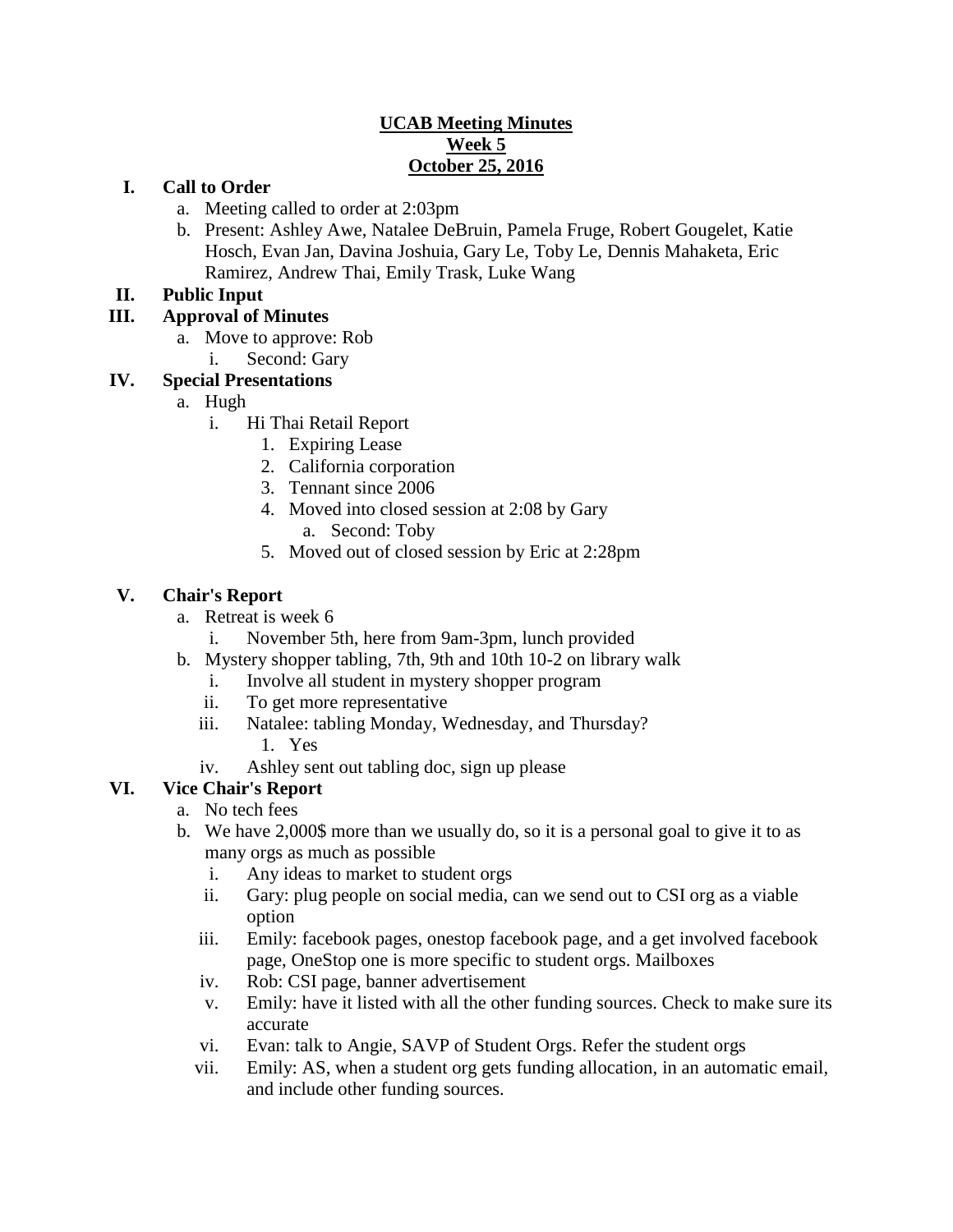**UCAB Meeting Minutes**
**Week 5**
**October 25, 2016**

I. **Call to Order**
   a. Meeting called to order at 2:03pm
   b. Present: Ashley Awe, Natalee DeBruin, Pamela Fruge, Robert Gougelet, Katie Hosch, Evan Jan, Davina Joshuia, Gary Le, Toby Le, Dennis Mahaketa, Eric Ramirez, Andrew Thai, Emily Trask, Luke Wang

II. **Public Input**

III. **Approval of Minutes**
   a. Move to approve: Rob
      i. Second: Gary

IV. **Special Presentations**
   a. Hugh
      i. Hi Thai Retail Report
         1. Expiring Lease
         2. California corporation
         3. Tennant since 2006
         4. Moved into closed session at 2:08 by Gary
            a. Second: Toby
         5. Moved out of closed session by Eric at 2:28pm

V. **Chair's Report**
   a. Retreat is week 6
      i. November 5th, here from 9am-3pm, lunch provided
   b. Mystery shopper tabling, 7th, 9th and 10th 10-2 on library walk
      i. Involve all student in mystery shopper program
      ii. To get more representative
      iii. Natalee: tabling Monday, Wednesday, and Thursday?
         1. Yes
      iv. Ashley sent out tabling doc, sign up please

VI. **Vice Chair's Report**
   a. No tech fees
   b. We have 2,000$ more than we usually do, so it is a personal goal to give it to as many orgs as much as possible
      i. Any ideas to market to student orgs
      ii. Gary: plug people on social media, can we send out to CSI org as a viable option
      iii. Emily: facebook pages, onestop facebook page, and a get involved facebook page, OneStop one is more specific to student orgs. Mailboxes
      iv. Rob: CSI page, banner advertisement
      v. Emily: have it listed with all the other funding sources. Check to make sure its accurate
      vi. Evan: talk to Angie, SAVP of Student Orgs. Refer the student orgs
      vii. Emily: AS, when a student org gets funding allocation, in an automatic email, and include other funding sources.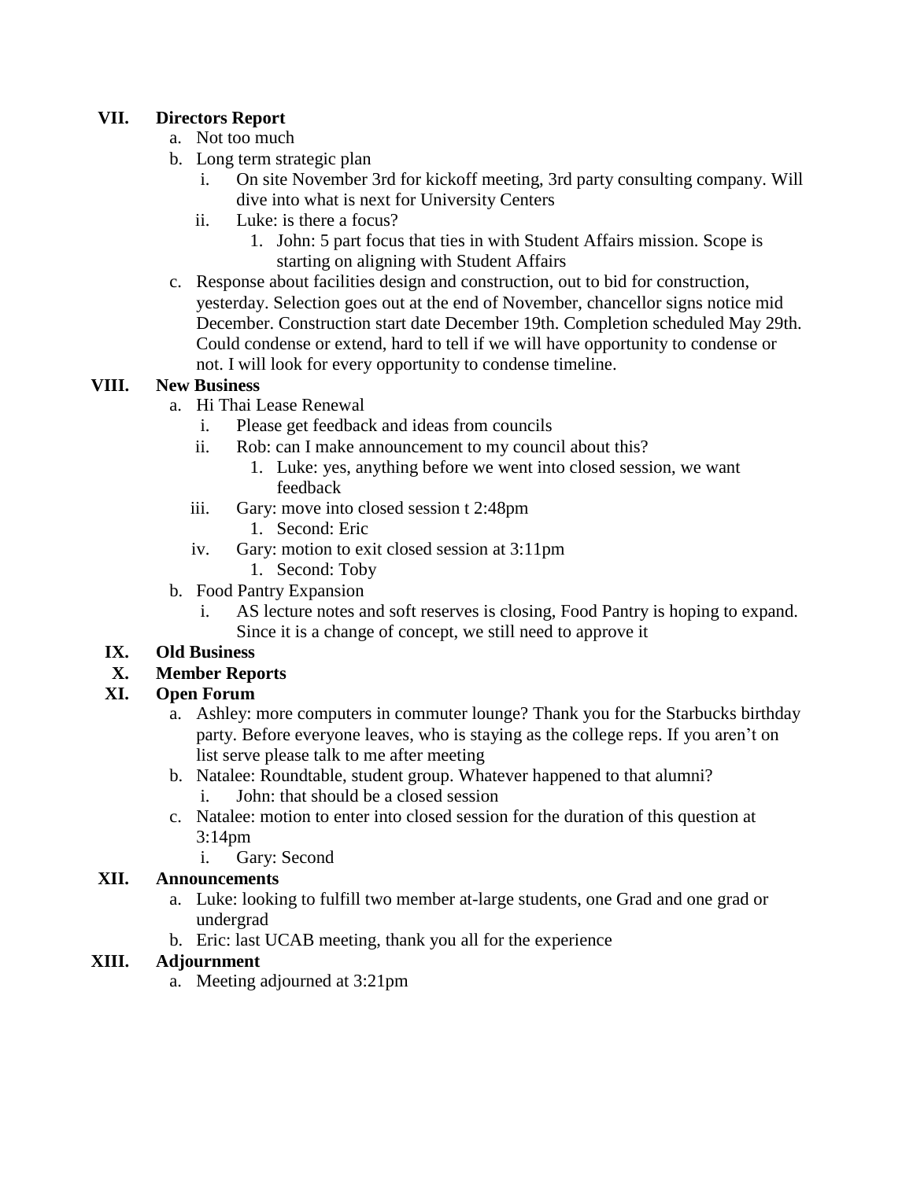## VII. Directors Report

a. Not too much
b. Long term strategic plan
   i. On site November 3rd for kickoff meeting, 3rd party consulting company. Will dive into what is next for University Centers
   ii. Luke: is there a focus?
      1. John: 5 part focus that ties in with Student Affairs mission. Scope is starting on aligning with Student Affairs
c. Response about facilities design and construction, out to bid for construction, yesterday. Selection goes out at the end of November, chancellor signs notice mid December. Construction start date December 19th. Completion scheduled May 29th. Could condense or extend, hard to tell if we will have opportunity to condense or not. I will look for every opportunity to condense timeline.

## VIII. New Business

a. Hi Thai Lease Renewal
   i. Please get feedback and ideas from councils
   ii. Rob: can I make announcement to my council about this?
      1. Luke: yes, anything before we went into closed session, we want feedback
   iii. Gary: move into closed session t 2:48pm
      1. Second: Eric
   iv. Gary: motion to exit closed session at 3:11pm
      1. Second: Toby
b. Food Pantry Expansion
   i. AS lecture notes and soft reserves is closing, Food Pantry is hoping to expand. Since it is a change of concept, we still need to approve it

## IX. Old Business

## X. Member Reports

## XI. Open Forum

a. Ashley: more computers in commuter lounge? Thank you for the Starbucks birthday party. Before everyone leaves, who is staying as the college reps. If you aren't on list serve please talk to me after meeting
b. Natalee: Roundtable, student group. Whatever happened to that alumni?
   i. John: that should be a closed session
c. Natalee: motion to enter into closed session for the duration of this question at 3:14pm
   i. Gary: Second

## XII. Announcements

a. Luke: looking to fulfill two member at-large students, one Grad and one grad or undergrad
b. Eric: last UCAB meeting, thank you all for the experience

## XIII. Adjournment

a. Meeting adjourned at 3:21pm